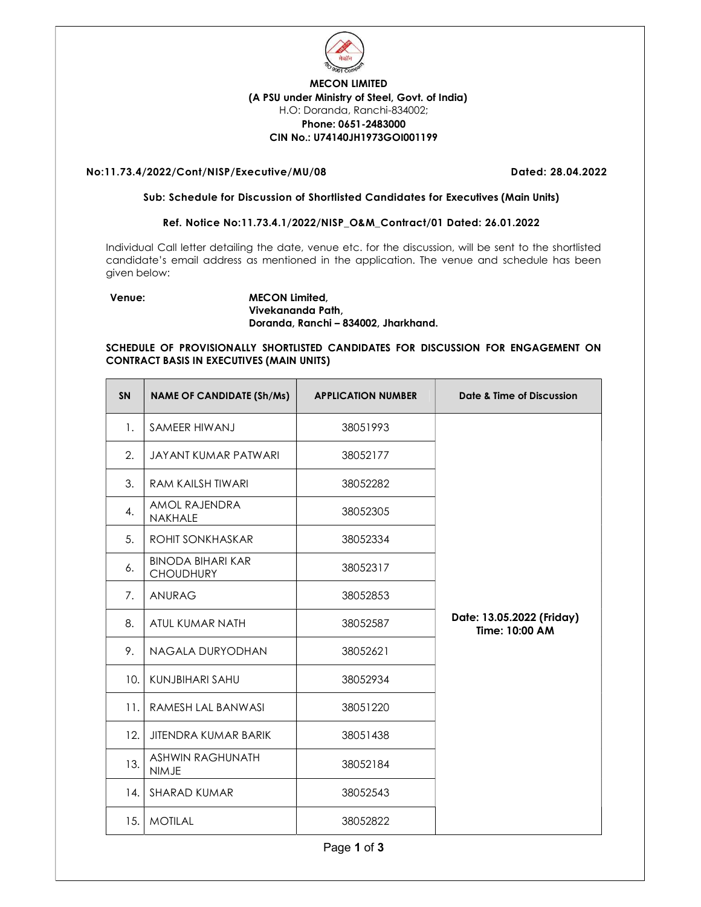**MECON LIMITED**
**(A PSU under Ministry of Steel, Govt. of India)**
H.O: Doranda, Ranchi-834002;
**Phone: 0651-2483000**
**CIN No.: U74140JH1973GOI001199**

**No:11.73.4/2022/Cont/NISP/Executive/MU/08** **Dated: 28.04.2022**

**Sub: Schedule for Discussion of Shortlisted Candidates for Executives (Main Units)**

**Ref. Notice No:11.73.4.1/2022/NISP_O&M_Contract/01 Dated: 26.01.2022**

Individual Call letter detailing the date, venue etc. for the discussion, will be sent to the shortlisted candidate's email address as mentioned in the application. The venue and schedule has been given below:

**Venue:** **MECON Limited,**
**Vivekananda Path,**
**Doranda, Ranchi – 834002, Jharkhand.**

**SCHEDULE OF PROVISIONALLY SHORTLISTED CANDIDATES FOR DISCUSSION FOR ENGAGEMENT ON CONTRACT BASIS IN EXECUTIVES (MAIN UNITS)**

| SN | NAME OF CANDIDATE (Sh/Ms) | APPLICATION NUMBER | Date & Time of Discussion |
|---|---|---|---|
| 1. | SAMEER HIWANJ | 38051993 | Date: 13.05.2022 (Friday) Time: 10:00 AM |
| 2. | JAYANT KUMAR PATWARI | 38052177 | |
| 3. | RAM KAILSH TIWARI | 38052282 | |
| 4. | AMOL RAJENDRA NAKHALE | 38052305 | |
| 5. | ROHIT SONKHASKAR | 38052334 | |
| 6. | BINODA BIHARI KAR CHOUDHURY | 38052317 | |
| 7. | ANURAG | 38052853 | |
| 8. | ATUL KUMAR NATH | 38052587 | |
| 9. | NAGALA DURYODHAN | 38052621 | |
| 10. | KUNJBIHARI SAHU | 38052934 | |
| 11. | RAMESH LAL BANWASI | 38051220 | |
| 12. | JITENDRA KUMAR BARIK | 38051438 | |
| 13. | ASHWIN RAGHUNATH NIMJE | 38052184 | |
| 14. | SHARAD KUMAR | 38052543 | |
| 15. | MOTILAL | 38052822 | |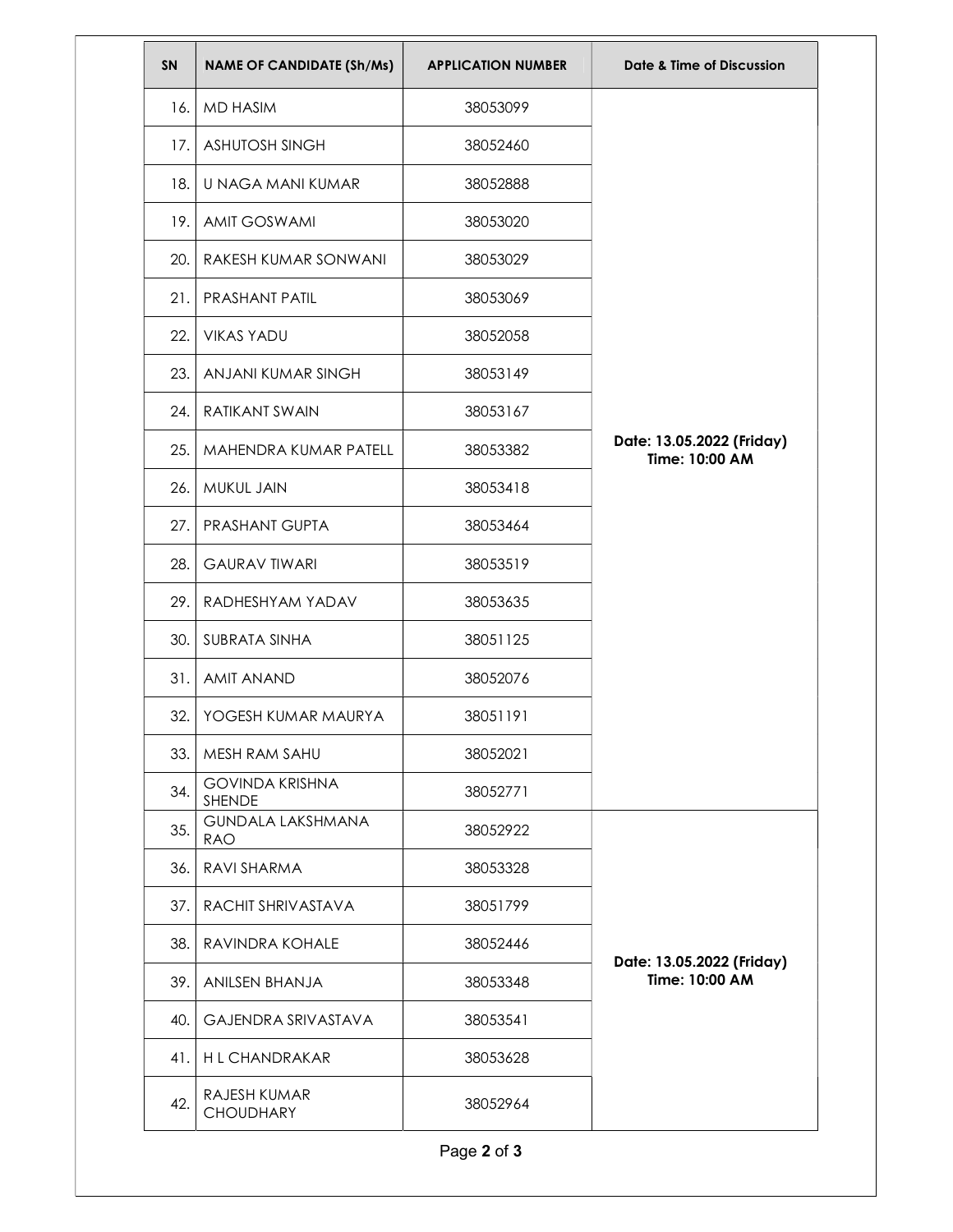| SN | NAME OF CANDIDATE (Sh/Ms) | APPLICATION NUMBER | Date & Time of Discussion |
|---|---|---|---|
| 16. | MD HASIM | 38053099 | Date: 13.05.2022 (Friday) Time: 10:00 AM |
| 17. | ASHUTOSH SINGH | 38052460 | |
| 18. | U NAGA MANI KUMAR | 38052888 | |
| 19. | AMIT GOSWAMI | 38053020 | |
| 20. | RAKESH KUMAR SONWANI | 38053029 | |
| 21. | PRASHANT PATIL | 38053069 | |
| 22. | VIKAS YADU | 38052058 | |
| 23. | ANJANI KUMAR SINGH | 38053149 | |
| 24. | RATIKANT SWAIN | 38053167 | |
| 25. | MAHENDRA KUMAR PATELL | 38053382 | |
| 26. | MUKUL JAIN | 38053418 | |
| 27. | PRASHANT GUPTA | 38053464 | |
| 28. | GAURAV TIWARI | 38053519 | |
| 29. | RADHESHYAM YADAV | 38053635 | |
| 30. | SUBRATA SINHA | 38051125 | |
| 31. | AMIT ANAND | 38052076 | |
| 32. | YOGESH KUMAR MAURYA | 38051191 | |
| 33. | MESH RAM SAHU | 38052021 | |
| 34. | GOVINDA KRISHNA SHENDE | 38052771 | |
| 35. | GUNDALA LAKSHMANA RAO | 38052922 | Date: 13.05.2022 (Friday) Time: 10:00 AM |
| 36. | RAVI SHARMA | 38053328 | |
| 37. | RACHIT SHRIVASTAVA | 38051799 | |
| 38. | RAVINDRA KOHALE | 38052446 | |
| 39. | ANILSEN BHANJA | 38053348 | |
| 40. | GAJENDRA SRIVASTAVA | 38053541 | |
| 41. | H L CHANDRAKAR | 38053628 | |
| 42. | RAJESH KUMAR CHOUDHARY | 38052964 | |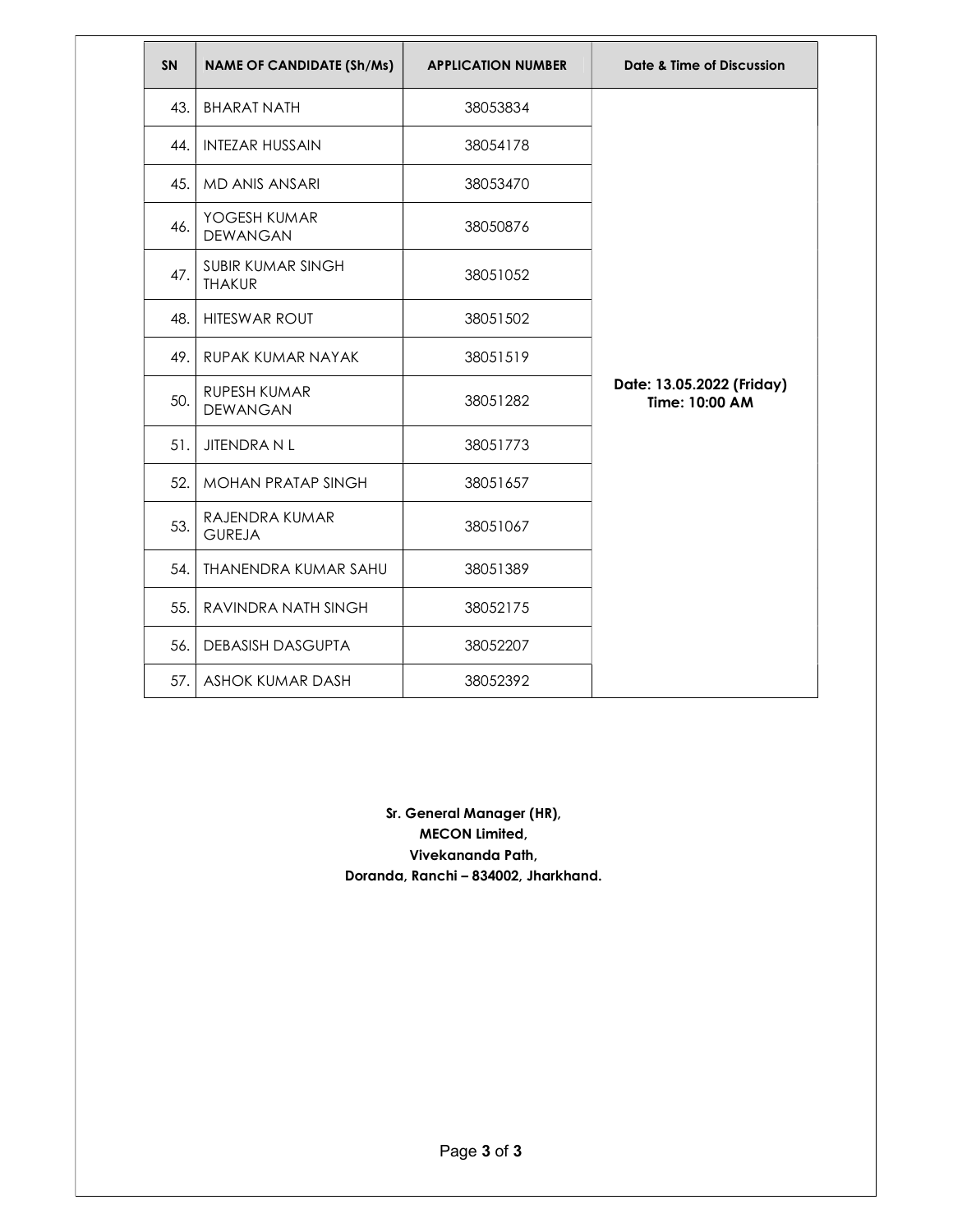| SN | NAME OF CANDIDATE (Sh/Ms) | APPLICATION NUMBER | Date & Time of Discussion |
|---|---|---|---|
| 43. | BHARAT NATH | 38053834 | Date: 13.05.2022 (Friday) Time: 10:00 AM |
| 44. | INTEZAR HUSSAIN | 38054178 | |
| 45. | MD ANIS ANSARI | 38053470 | |
| 46. | YOGESH KUMAR DEWANGAN | 38050876 | |
| 47. | SUBIR KUMAR SINGH THAKUR | 38051052 | |
| 48. | HITESWAR ROUT | 38051502 | |
| 49. | RUPAK KUMAR NAYAK | 38051519 | |
| 50. | RUPESH KUMAR DEWANGAN | 38051282 | |
| 51. | JITENDRA N L | 38051773 | |
| 52. | MOHAN PRATAP SINGH | 38051657 | |
| 53. | RAJENDRA KUMAR GUREJA | 38051067 | |
| 54. | THANENDRA KUMAR SAHU | 38051389 | |
| 55. | RAVINDRA NATH SINGH | 38052175 | |
| 56. | DEBASISH DASGUPTA | 38052207 | |
| 57. | ASHOK KUMAR DASH | 38052392 | |

**Sr. General Manager (HR),**
**MECON Limited,**
**Vivekananda Path,**
**Doranda, Ranchi – 834002, Jharkhand.**